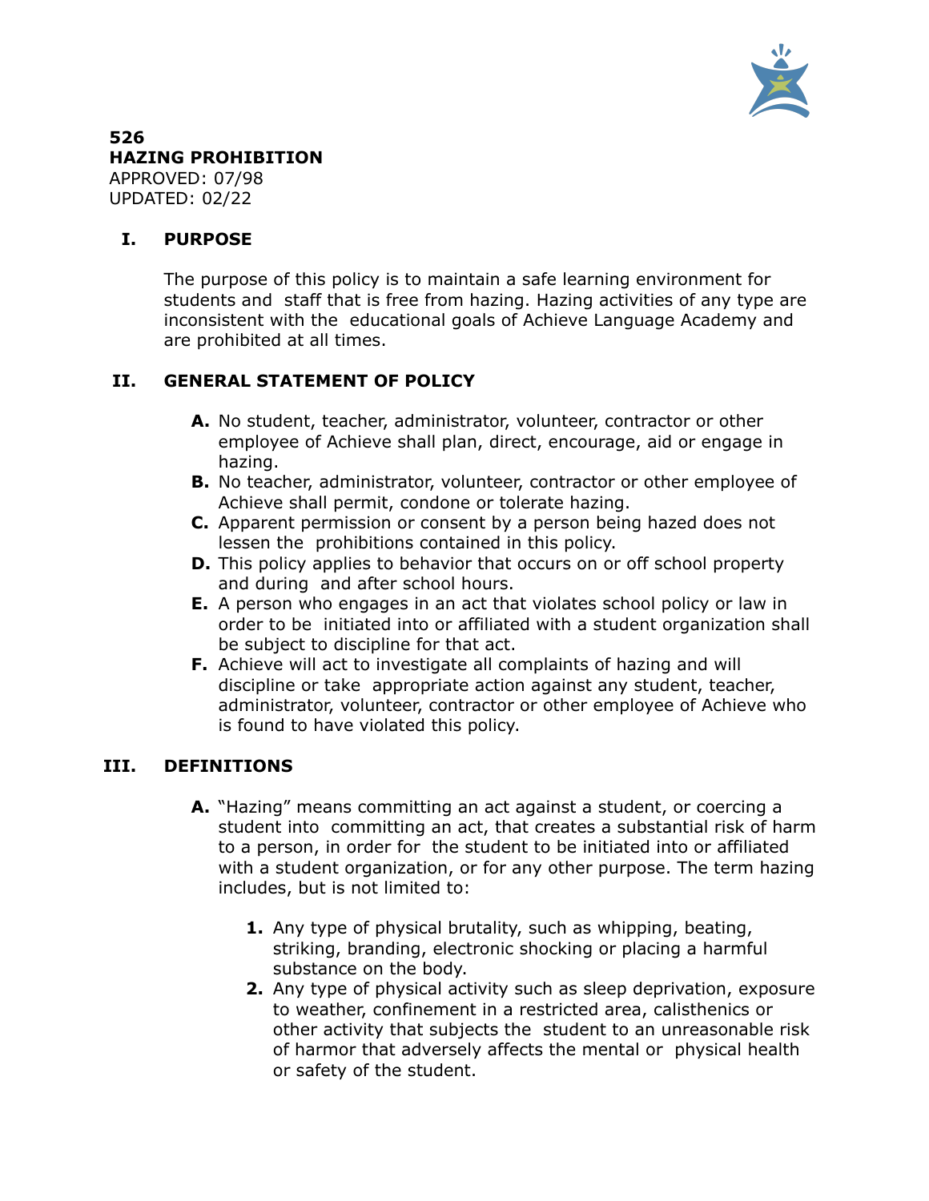# 526
# HAZING PROHIBITION

APPROVED: 07/98
UPDATED: 02/22

## I. PURPOSE

The purpose of this policy is to maintain a safe learning environment for students and staff that is free from hazing. Hazing activities of any type are inconsistent with the educational goals of Achieve Language Academy and are prohibited at all times.

## II. GENERAL STATEMENT OF POLICY

- **A.** No student, teacher, administrator, volunteer, contractor or other employee of Achieve shall plan, direct, encourage, aid or engage in hazing.
- **B.** No teacher, administrator, volunteer, contractor or other employee of Achieve shall permit, condone or tolerate hazing.
- **C.** Apparent permission or consent by a person being hazed does not lessen the prohibitions contained in this policy.
- **D.** This policy applies to behavior that occurs on or off school property and during and after school hours.
- **E.** A person who engages in an act that violates school policy or law in order to be initiated into or affiliated with a student organization shall be subject to discipline for that act.
- **F.** Achieve will act to investigate all complaints of hazing and will discipline or take appropriate action against any student, teacher, administrator, volunteer, contractor or other employee of Achieve who is found to have violated this policy.

## III. DEFINITIONS

- **A.** "Hazing" means committing an act against a student, or coercing a student into committing an act, that creates a substantial risk of harm to a person, in order for the student to be initiated into or affiliated with a student organization, or for any other purpose. The term hazing includes, but is not limited to:
  1. Any type of physical brutality, such as whipping, beating, striking, branding, electronic shocking or placing a harmful substance on the body.
  2. Any type of physical activity such as sleep deprivation, exposure to weather, confinement in a restricted area, calisthenics or other activity that subjects the student to an unreasonable risk of harmor that adversely affects the mental or physical health or safety of the student.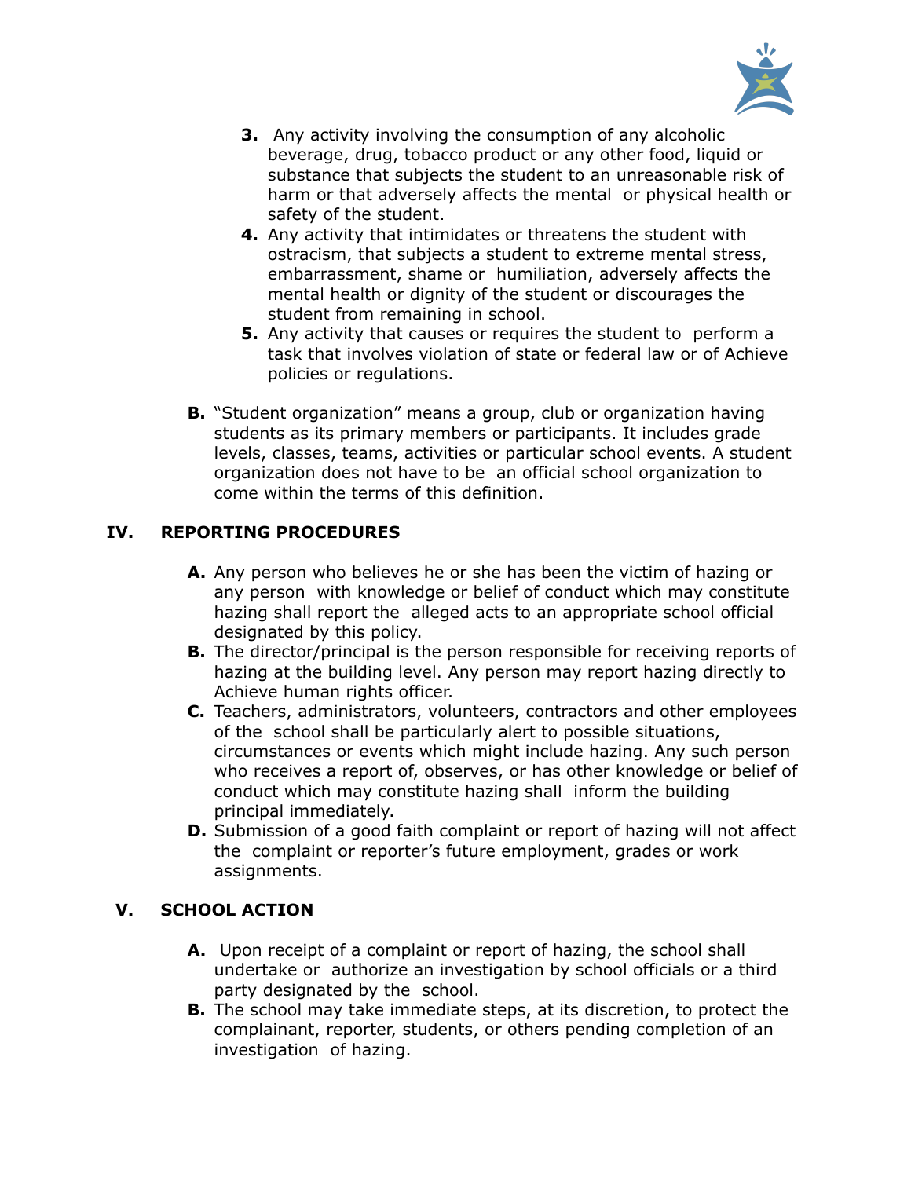3. Any activity involving the consumption of any alcoholic beverage, drug, tobacco product or any other food, liquid or substance that subjects the student to an unreasonable risk of harm or that adversely affects the mental or physical health or safety of the student.
4. Any activity that intimidates or threatens the student with ostracism, that subjects a student to extreme mental stress, embarrassment, shame or humiliation, adversely affects the mental health or dignity of the student or discourages the student from remaining in school.
5. Any activity that causes or requires the student to perform a task that involves violation of state or federal law or of Achieve policies or regulations.

**B.** "Student organization" means a group, club or organization having students as its primary members or participants. It includes grade levels, classes, teams, activities or particular school events. A student organization does not have to be an official school organization to come within the terms of this definition.

## IV. REPORTING PROCEDURES

**A.** Any person who believes he or she has been the victim of hazing or any person with knowledge or belief of conduct which may constitute hazing shall report the alleged acts to an appropriate school official designated by this policy.

**B.** The director/principal is the person responsible for receiving reports of hazing at the building level. Any person may report hazing directly to Achieve human rights officer.

**C.** Teachers, administrators, volunteers, contractors and other employees of the school shall be particularly alert to possible situations, circumstances or events which might include hazing. Any such person who receives a report of, observes, or has other knowledge or belief of conduct which may constitute hazing shall inform the building principal immediately.

**D.** Submission of a good faith complaint or report of hazing will not affect the complaint or reporter's future employment, grades or work assignments.

## V. SCHOOL ACTION

**A.** Upon receipt of a complaint or report of hazing, the school shall undertake or authorize an investigation by school officials or a third party designated by the school.

**B.** The school may take immediate steps, at its discretion, to protect the complainant, reporter, students, or others pending completion of an investigation of hazing.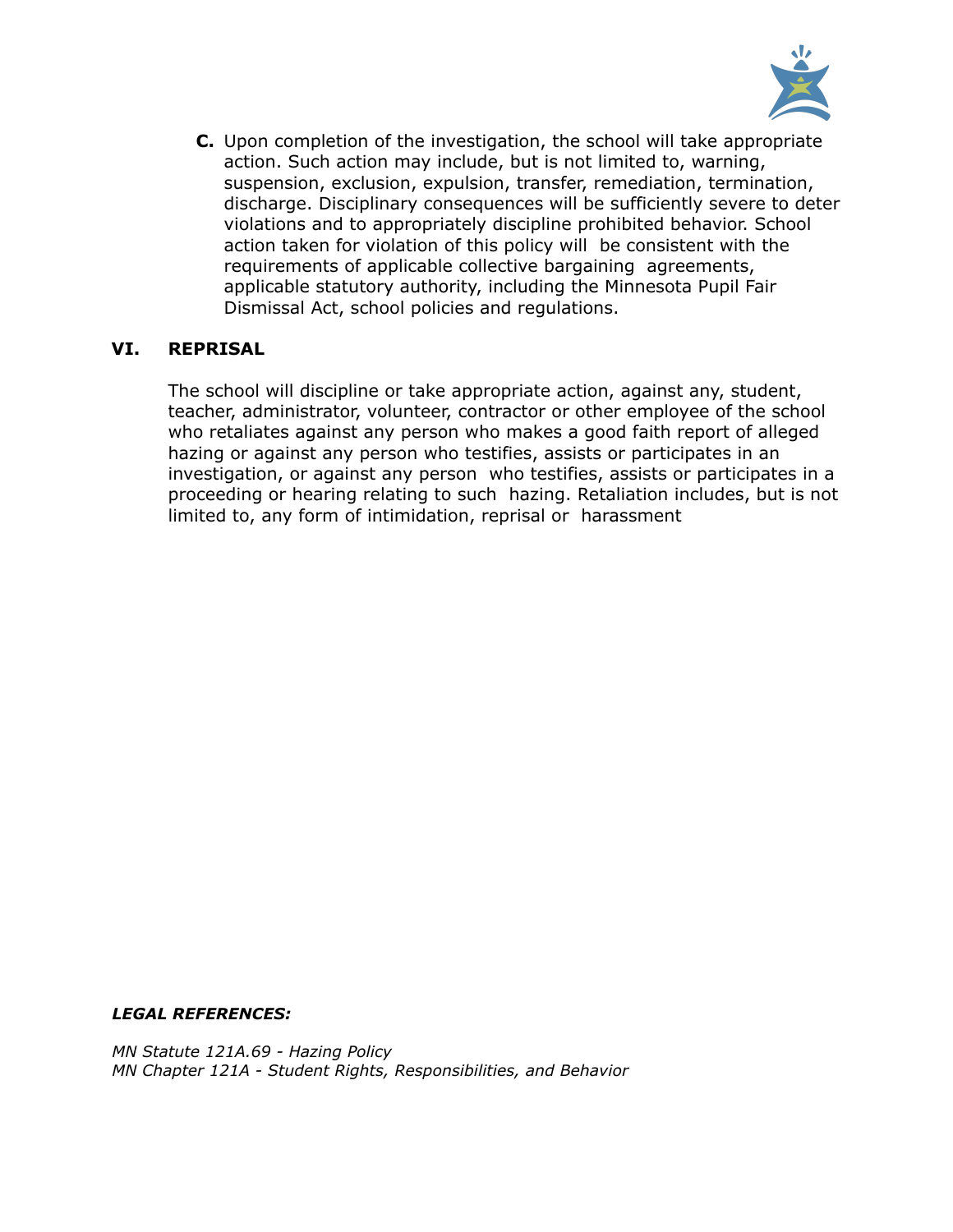**C.** Upon completion of the investigation, the school will take appropriate action. Such action may include, but is not limited to, warning, suspension, exclusion, expulsion, transfer, remediation, termination, discharge. Disciplinary consequences will be sufficiently severe to deter violations and to appropriately discipline prohibited behavior. School action taken for violation of this policy will be consistent with the requirements of applicable collective bargaining agreements, applicable statutory authority, including the Minnesota Pupil Fair Dismissal Act, school policies and regulations.

## VI. REPRISAL

The school will discipline or take appropriate action, against any, student, teacher, administrator, volunteer, contractor or other employee of the school who retaliates against any person who makes a good faith report of alleged hazing or against any person who testifies, assists or participates in an investigation, or against any person who testifies, assists or participates in a proceeding or hearing relating to such hazing. Retaliation includes, but is not limited to, any form of intimidation, reprisal or harassment

***LEGAL REFERENCES:***

*MN Statute 121A.69 - Hazing Policy*
*MN Chapter 121A - Student Rights, Responsibilities, and Behavior*